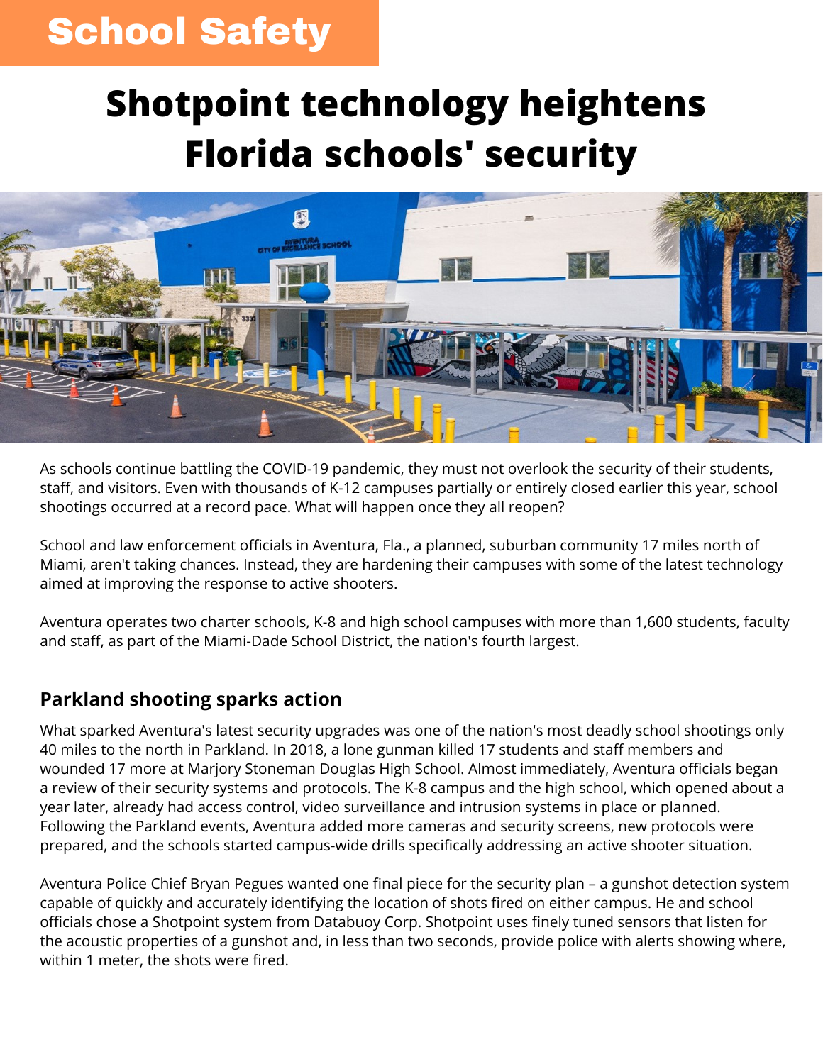School Safety

# Shotpoint technology heightens Florida schools' security

As schools continue battling the COVID-19 pandemic, they must not overlook the security of their students, staff, and visitors. Even with thousands of K-12 campuses partially or entirely closed earlier this year, school shootings occurred at a record pace. What will happen once they all reopen?

School and law enforcement officials in Aventura, Fla., a planned, suburban community 17 miles north of Miami, aren't taking chances. Instead, they are hardening their campuses with some of the latest technology aimed at improving the response to active shooters.

Aventura operates two charter schools, K-8 and high school campuses with more than 1,600 students, faculty and staff, as part of the Miami-Dade School District, the nation's fourth largest.

## Parkland shooting sparks action

What sparked Aventura's latest security upgrades was one of the nation's most deadly school shootings only 40 miles to the north in Parkland. In 2018, a lone gunman killed 17 students and staff members and wounded 17 more at Marjory Stoneman Douglas High School. Almost immediately, Aventura officials began a review of their security systems and protocols. The K-8 campus and the high school, which opened about a year later, already had access control, video surveillance and intrusion systems in place or planned. Following the Parkland events, Aventura added more cameras and security screens, new protocols were prepared, and the schools started campus-wide drills specifically addressing an active shooter situation.

Aventura Police Chief Bryan Pegues wanted one final piece for the security plan – a gunshot detection system capable of quickly and accurately identifying the location of shots fired on either campus. He and school officials chose a Shotpoint system from Databuoy Corp. Shotpoint uses finely tuned sensors that listen for the acoustic properties of a gunshot and, in less than two seconds, provide police with alerts showing where, within 1 meter, the shots were fired.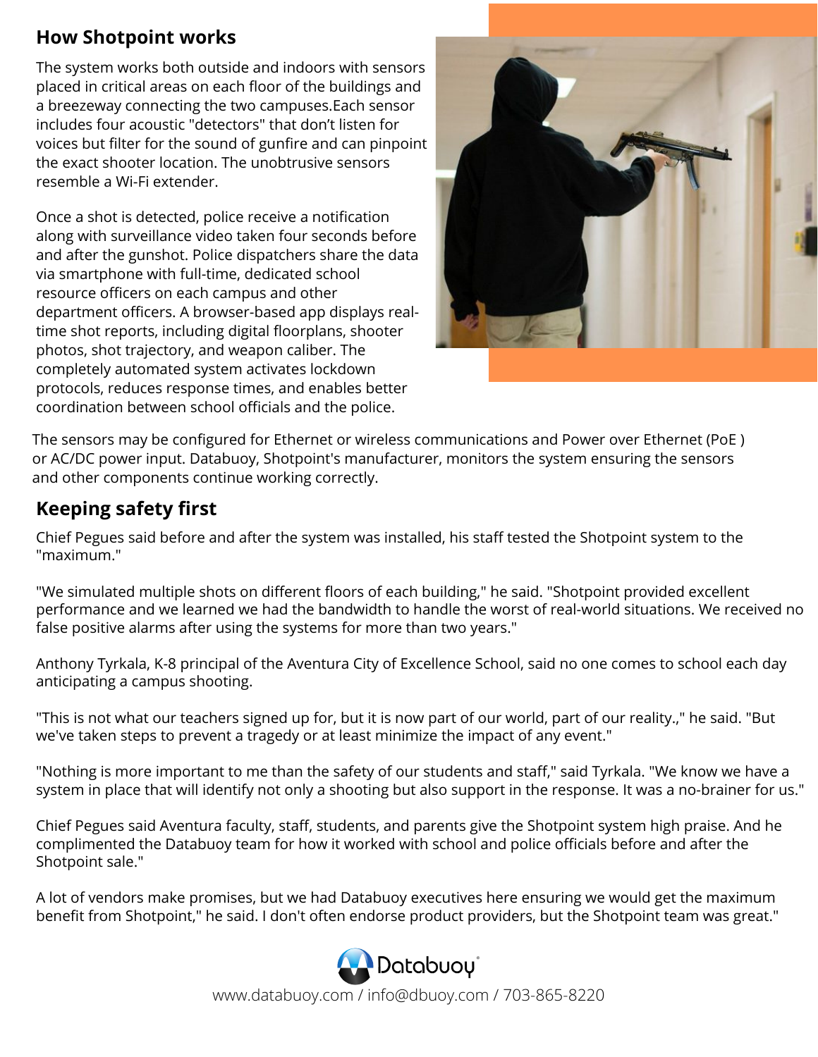## How Shotpoint works

The system works both outside and indoors with sensors placed in critical areas on each floor of the buildings and a breezeway connecting the two campuses.Each sensor includes four acoustic "detectors" that don't listen for voices but filter for the sound of gunfire and can pinpoint the exact shooter location. The unobtrusive sensors resemble a Wi-Fi extender.

Once a shot is detected, police receive a notification along with surveillance video taken four seconds before and after the gunshot. Police dispatchers share the data via smartphone with full-time, dedicated school resource officers on each campus and other department officers. A browser-based app displays real-time shot reports, including digital floorplans, shooter photos, shot trajectory, and weapon caliber. The completely automated system activates lockdown protocols, reduces response times, and enables better coordination between school officials and the police.

The sensors may be configured for Ethernet or wireless communications and Power over Ethernet (PoE ) or AC/DC power input. Databuoy, Shotpoint's manufacturer, monitors the system ensuring the sensors and other components continue working correctly.

## Keeping safety first

Chief Pegues said before and after the system was installed, his staff tested the Shotpoint system to the "maximum."

"We simulated multiple shots on different floors of each building," he said. "Shotpoint provided excellent performance and we learned we had the bandwidth to handle the worst of real-world situations. We received no false positive alarms after using the systems for more than two years."

Anthony Tyrkala, K-8 principal of the Aventura City of Excellence School, said no one comes to school each day anticipating a campus shooting.

"This is not what our teachers signed up for, but it is now part of our world, part of our reality.," he said. "But we've taken steps to prevent a tragedy or at least minimize the impact of any event."

"Nothing is more important to me than the safety of our students and staff," said Tyrkala. "We know we have a system in place that will identify not only a shooting but also support in the response. It was a no-brainer for us."

Chief Pegues said Aventura faculty, staff, students, and parents give the Shotpoint system high praise. And he complimented the Databuoy team for how it worked with school and police officials before and after the Shotpoint sale."

A lot of vendors make promises, but we had Databuoy executives here ensuring we would get the maximum benefit from Shotpoint," he said. I don't often endorse product providers, but the Shotpoint team was great."

Databuoy®

www.databuoy.com / info@dbuoy.com / 703-865-8220